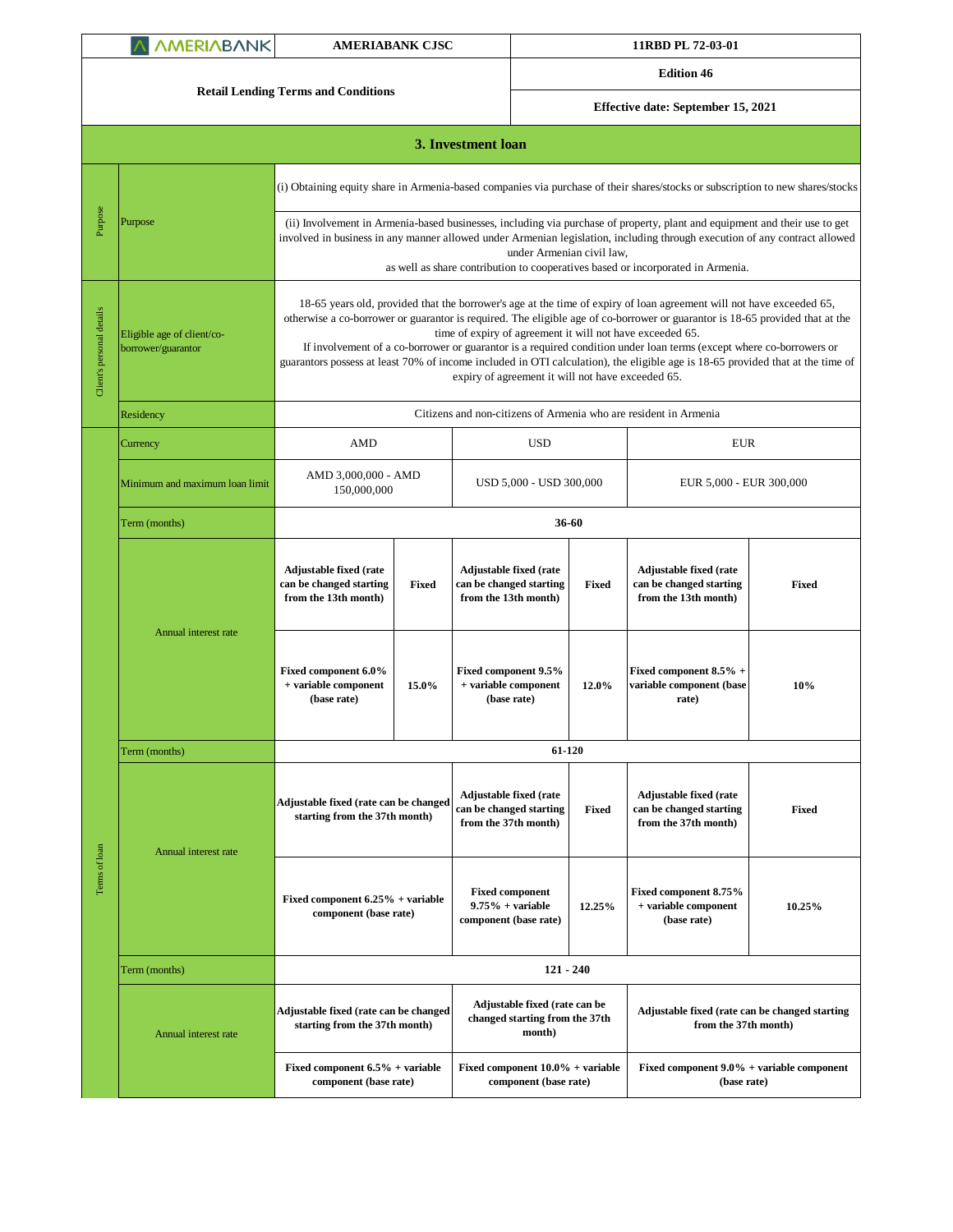| AMERIABANK | AMERIABANK CJSC | 11RBD PL 72-03-01 |
|---|---|---|
| Retail Lending Terms and Conditions | | Edition 46 |
| | | Effective date: September 15, 2021 |

## 3. Investment loan

| | | | | | | | |
|---|---|---|---|---|---|---|---|
| Purpose | Purpose | (i) Obtaining equity share in Armenia-based companies via purchase of their shares/stocks or subscription to new shares/stocks | | | | | |
| | | (ii) Involvement in Armenia-based businesses, including via purchase of property, plant and equipment and their use to get involved in business in any manner allowed under Armenian legislation, including through execution of any contract allowed under Armenian civil law, as well as share contribution to cooperatives based or incorporated in Armenia. | | | | | |
| Client's personal details | Eligible age of client/co-borrower/guarantor | 18-65 years old, provided that the borrower's age at the time of expiry of loan agreement will not have exceeded 65, otherwise a co-borrower or guarantor is required. The eligible age of co-borrower or guarantor is 18-65 provided that at the time of expiry of agreement it will not have exceeded 65. If involvement of a co-borrower or guarantor is a required condition under loan terms (except where co-borrowers or guarantors possess at least 70% of income included in OTI calculation), the eligible age is 18-65 provided that at the time of expiry of agreement it will not have exceeded 65. | | | | | |
| | Residency | Citizens and non-citizens of Armenia who are resident in Armenia | | | | | |
| Terms of loan | Currency | AMD | | USD | | EUR | |
| | Minimum and maximum loan limit | AMD 3,000,000 - AMD 150,000,000 | | USD 5,000 - USD 300,000 | | EUR 5,000 - EUR 300,000 | |
| | Term (months) | 36-60 | | | | | |
| | Annual interest rate | **Adjustable fixed (rate can be changed starting from the 13th month)** | **Fixed** | **Adjustable fixed (rate can be changed starting from the 13th month)** | **Fixed** | **Adjustable fixed (rate can be changed starting from the 13th month)** | **Fixed** |
| | | **Fixed component 6.0% + variable component (base rate)** | **15.0%** | **Fixed component 9.5% + variable component (base rate)** | **12.0%** | **Fixed component 8.5% + variable component (base rate)** | **10%** |
| | Term (months) | 61-120 | | | | | |
| | Annual interest rate | **Adjustable fixed (rate can be changed starting from the 37th month)** | | **Adjustable fixed (rate can be changed starting from the 37th month)** | **Fixed** | **Adjustable fixed (rate can be changed starting from the 37th month)** | **Fixed** |
| | | **Fixed component 6.25% + variable component (base rate)** | | **Fixed component 9.75% + variable component (base rate)** | **12.25%** | **Fixed component 8.75% + variable component (base rate)** | **10.25%** |
| | Term (months) | 121 - 240 | | | | | |
| | Annual interest rate | **Adjustable fixed (rate can be changed starting from the 37th month)** | | **Adjustable fixed (rate can be changed starting from the 37th month)** | | **Adjustable fixed (rate can be changed starting from the 37th month)** | |
| | | **Fixed component 6.5% + variable component (base rate)** | | **Fixed component 10.0% + variable component (base rate)** | | **Fixed component 9.0% + variable component (base rate)** | |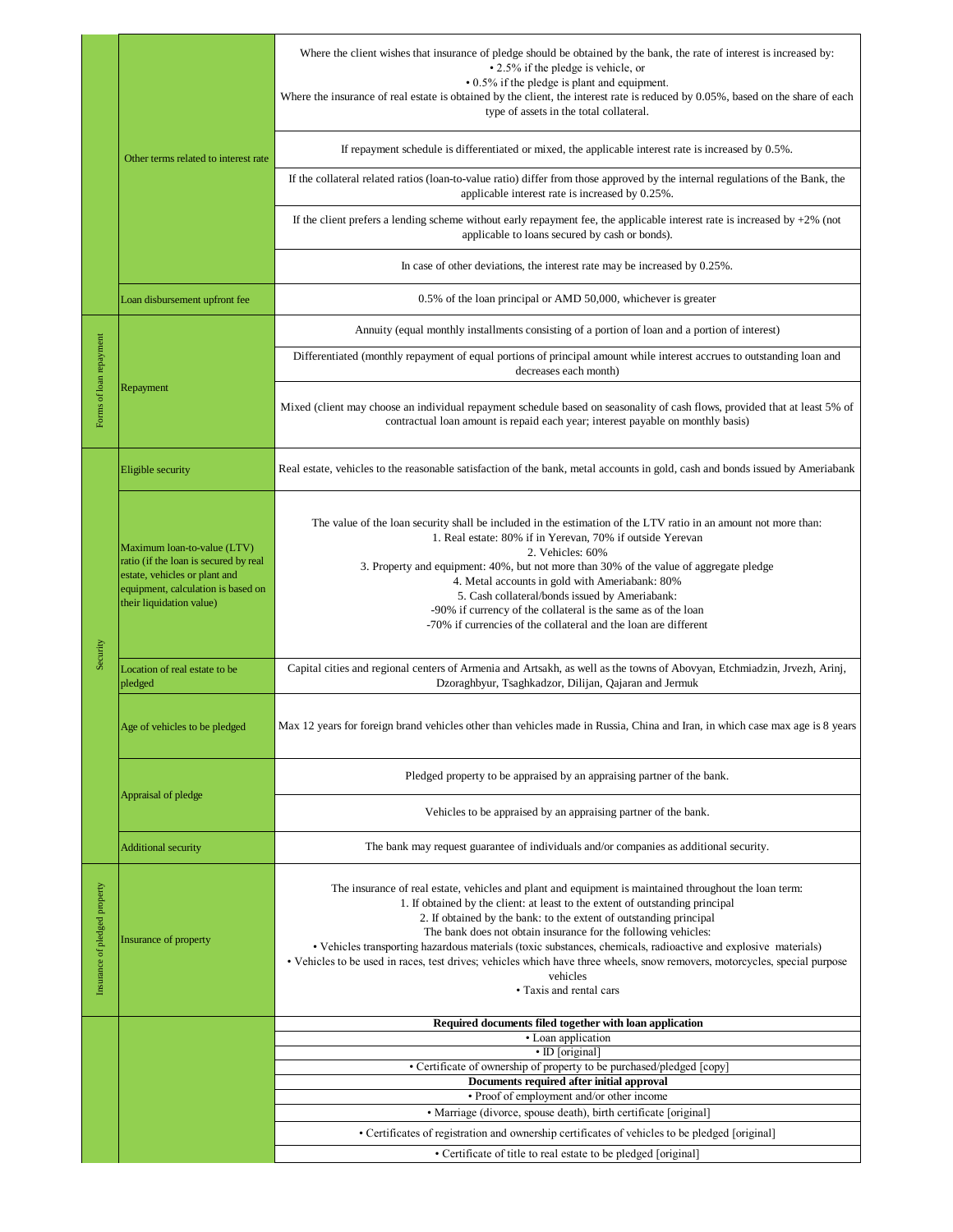| | | |
|---|---|---|
| | Other terms related to interest rate | Where the client wishes that insurance of pledge should be obtained by the bank, the rate of interest is increased by:<br>• 2.5% if the pledge is vehicle, or<br>• 0.5% if the pledge is plant and equipment.<br>Where the insurance of real estate is obtained by the client, the interest rate is reduced by 0.05%, based on the share of each type of assets in the total collateral. |
| | | If repayment schedule is differentiated or mixed, the applicable interest rate is increased by 0.5%. |
| | | If the collateral related ratios (loan-to-value ratio) differ from those approved by the internal regulations of the Bank, the applicable interest rate is increased by 0.25%. |
| | | If the client prefers a lending scheme without early repayment fee, the applicable interest rate is increased by +2% (not applicable to loans secured by cash or bonds). |
| | | In case of other deviations, the interest rate may be increased by 0.25%. |
| | Loan disbursement upfront fee | 0.5% of the loan principal or AMD 50,000, whichever is greater |
| Forms of loan repayment | Repayment | Annuity (equal monthly installments consisting of a portion of loan and a portion of interest) |
| | | Differentiated (monthly repayment of equal portions of principal amount while interest accrues to outstanding loan and decreases each month) |
| | | Mixed (client may choose an individual repayment schedule based on seasonality of cash flows, provided that at least 5% of contractual loan amount is repaid each year; interest payable on monthly basis) |
| Security | Eligible security | Real estate, vehicles to the reasonable satisfaction of the bank, metal accounts in gold, cash and bonds issued by Ameriabank |
| | Maximum loan-to-value (LTV) ratio (if the loan is secured by real estate, vehicles or plant and equipment, calculation is based on their liquidation value) | The value of the loan security shall be included in the estimation of the LTV ratio in an amount not more than:<br>1. Real estate: 80% if in Yerevan, 70% if outside Yerevan<br>2. Vehicles: 60%<br>3. Property and equipment: 40%, but not more than 30% of the value of aggregate pledge<br>4. Metal accounts in gold with Ameriabank: 80%<br>5. Cash collateral/bonds issued by Ameriabank:<br>-90% if currency of the collateral is the same as of the loan<br>-70% if currencies of the collateral and the loan are different |
| | Location of real estate to be pledged | Capital cities and regional centers of Armenia and Artsakh, as well as the towns of Abovyan, Etchmiadzin, Jrvezh, Arinj, Dzoraghbyur, Tsaghkadzor, Dilijan, Qajaran and Jermuk |
| | Age of vehicles to be pledged | Max 12 years for foreign brand vehicles other than vehicles made in Russia, China and Iran, in which case max age is 8 years |
| | Appraisal of pledge | Pledged property to be appraised by an appraising partner of the bank. |
| | | Vehicles to be appraised by an appraising partner of the bank. |
| | Additional security | The bank may request guarantee of individuals and/or companies as additional security. |
| Insurance of pledged property | Insurance of property | The insurance of real estate, vehicles and plant and equipment is maintained throughout the loan term:<br>1. If obtained by the client: at least to the extent of outstanding principal<br>2. If obtained by the bank: to the extent of outstanding principal<br>The bank does not obtain insurance for the following vehicles:<br>• Vehicles transporting hazardous materials (toxic substances, chemicals, radioactive and explosive materials)<br>• Vehicles to be used in races, test drives; vehicles which have three wheels, snow removers, motorcycles, special purpose vehicles<br>• Taxis and rental cars |
| | | **Required documents filed together with loan application** |
| | | • Loan application |
| | | • ID [original] |
| | | • Certificate of ownership of property to be purchased/pledged [copy] |
| | | **Documents required after initial approval** |
| | | • Proof of employment and/or other income |
| | | • Marriage (divorce, spouse death), birth certificate [original] |
| | | • Certificates of registration and ownership certificates of vehicles to be pledged [original] |
| | | • Certificate of title to real estate to be pledged [original] |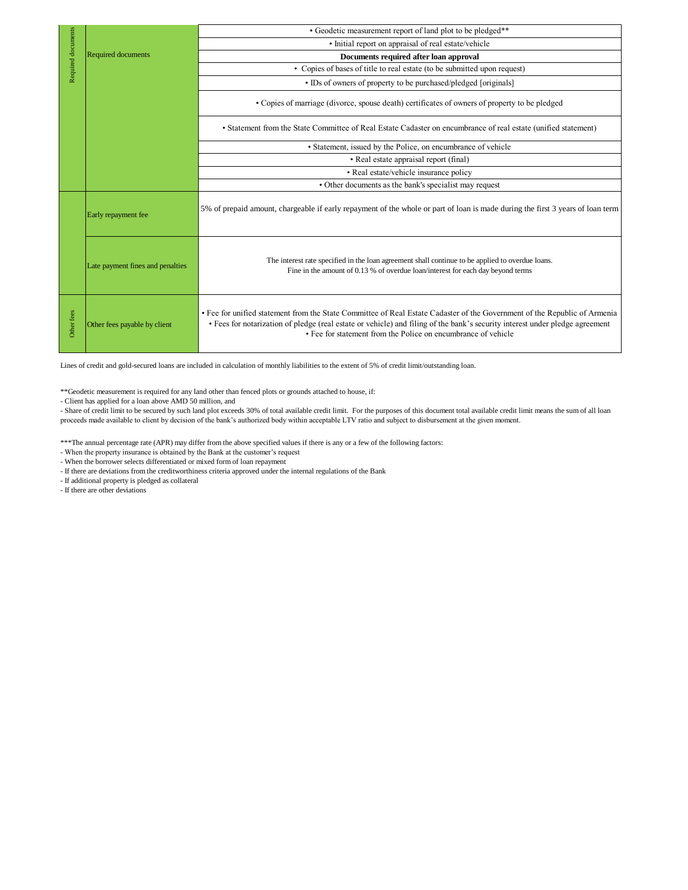| | | |
|---|---|---|
| Required documents | Required documents | • Geodetic measurement report of land plot to be pledged** |
| | | • Initial report on appraisal of real estate/vehicle |
| | | **Documents required after loan approval** |
| | | • Copies of bases of title to real estate (to be submitted upon request) |
| | | • IDs of owners of property to be purchased/pledged [originals] |
| | | • Copies of marriage (divorce, spouse death) certificates of owners of property to be pledged |
| | | • Statement from the State Committee of Real Estate Cadaster on encumbrance of real estate (unified statement) |
| | | • Statement, issued by the Police, on encumbrance of vehicle |
| | | • Real estate appraisal report (final) |
| | | • Real estate/vehicle insurance policy |
| | | • Other documents as the bank's specialist may request |
| | Early repayment fee | 5% of prepaid amount, chargeable if early repayment of the whole or part of loan is made during the first 3 years of loan term |
| | Late payment fines and penalties | The interest rate specified in the loan agreement shall continue to be applied to overdue loans.<br>Fine in the amount of 0.13 % of overdue loan/interest for each day beyond terms |
| Other fees | Other fees payable by client | • Fee for unified statement from the State Committee of Real Estate Cadaster of the Government of the Republic of Armenia<br>• Fees for notarization of pledge (real estate or vehicle) and filing of the bank's security interest under pledge agreement<br>• Fee for statement from the Police on encumbrance of vehicle |

Lines of credit and gold-secured loans are included in calculation of monthly liabilities to the extent of 5% of credit limit/outstanding loan.

**Geodetic measurement is required for any land other than fenced plots or grounds attached to house, if:
- Client has applied for a loan above AMD 50 million, and
- Share of credit limit to be secured by such land plot exceeds 30% of total available credit limit. For the purposes of this document total available credit limit means the sum of all loan proceeds made available to client by decision of the bank's authorized body within acceptable LTV ratio and subject to disbursement at the given moment.

***The annual percentage rate (APR) may differ from the above specified values if there is any or a few of the following factors:
- When the property insurance is obtained by the Bank at the customer's request
- When the borrower selects differentiated or mixed form of loan repayment
- If there are deviations from the creditworthiness criteria approved under the internal regulations of the Bank
- If additional property is pledged as collateral
- If there are other deviations